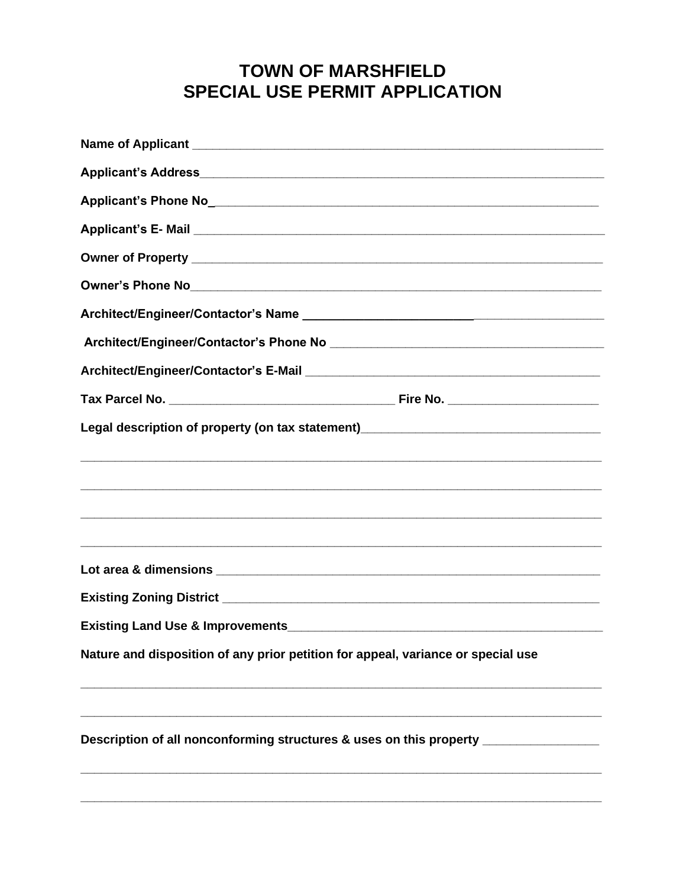# TOWN OF MARSHFIELD
# SPECIAL USE PERMIT APPLICATION

**Name of Applicant** ______________________________________________________________

**Applicant's Address**______________________________________________________________

**Applicant's Phone No**_____________________________________________________________

**Applicant's E- Mail** ______________________________________________________________

**Owner of Property** _______________________________________________________________

**Owner's Phone No**________________________________________________________________

**Architect/Engineer/Contactor's Name** ____________________________________________

**Architect/Engineer/Contactor's Phone No** ________________________________________

**Architect/Engineer/Contactor's E-Mail** __________________________________________

**Tax Parcel No.** _________________________________ **Fire No.** ______________________

**Legal description of property (on tax statement)**__________________________________

_____________________________________________________________________________

_____________________________________________________________________________

_____________________________________________________________________________

_____________________________________________________________________________

**Lot area & dimensions** _____________________________________________________________

**Existing Zoning District** __________________________________________________________

**Existing Land Use & Improvements**__________________________________________________

**Nature and disposition of any prior petition for appeal, variance or special use**

_____________________________________________________________________________

_____________________________________________________________________________

**Description of all nonconforming structures & uses on this property** ________________

_____________________________________________________________________________

_____________________________________________________________________________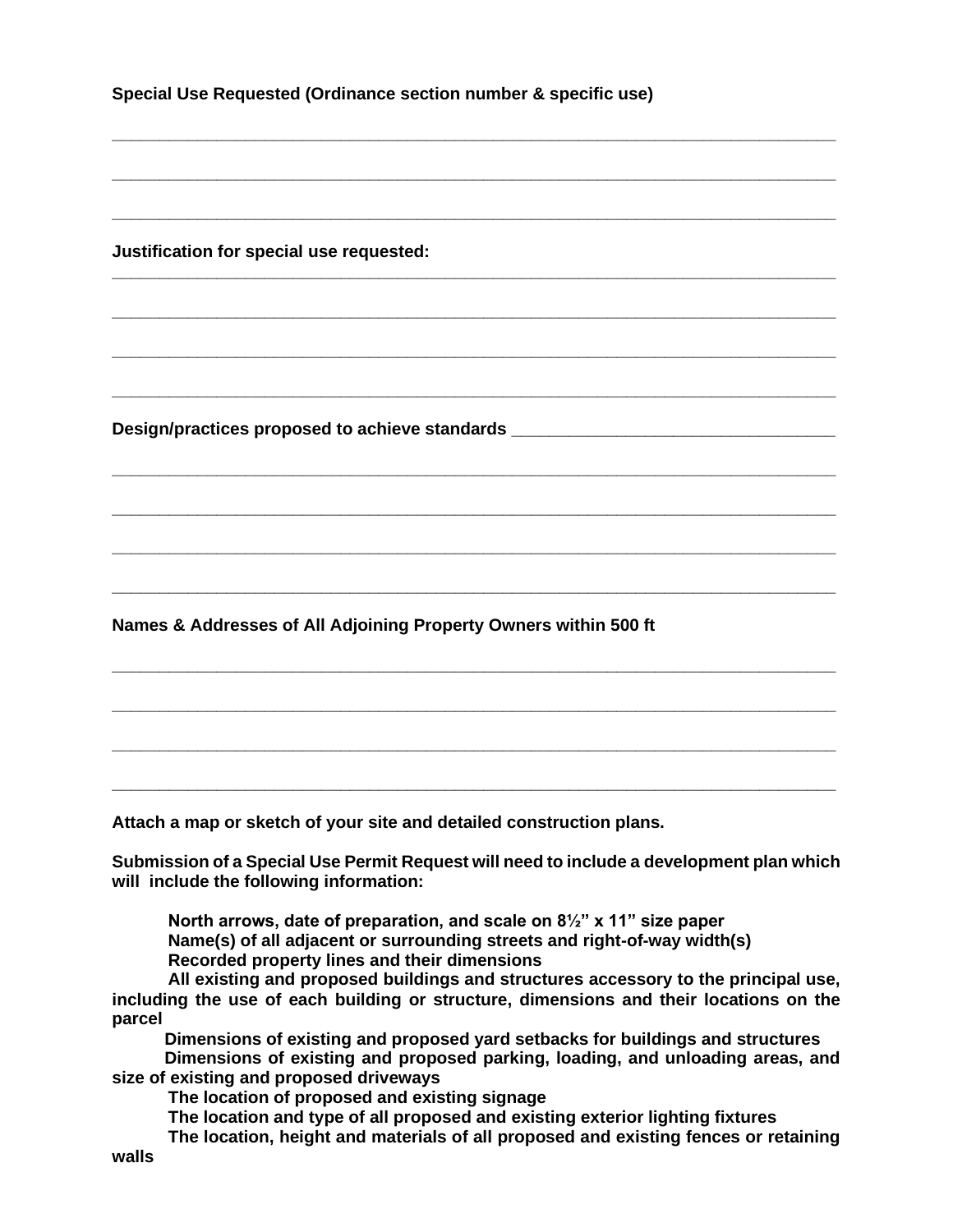**Special Use Requested (Ordinance section number & specific use)**

___________________________________________________________________________

___________________________________________________________________________

___________________________________________________________________________

**Justification for special use requested:**

___________________________________________________________________________

___________________________________________________________________________

___________________________________________________________________________

___________________________________________________________________________

**Design/practices proposed to achieve standards** ___________________________________

___________________________________________________________________________

___________________________________________________________________________

___________________________________________________________________________

___________________________________________________________________________

**Names & Addresses of All Adjoining Property Owners within 500 ft**

___________________________________________________________________________

___________________________________________________________________________

___________________________________________________________________________

___________________________________________________________________________

**Attach a map or sketch of your site and detailed construction plans.**

**Submission of a Special Use Permit Request will need to include a development plan which will include the following information:**

- **North arrows, date of preparation, and scale on 8½" x 11" size paper**
- **Name(s) of all adjacent or surrounding streets and right-of-way width(s)**
- **Recorded property lines and their dimensions**
- **All existing and proposed buildings and structures accessory to the principal use, including the use of each building or structure, dimensions and their locations on the parcel**
- **Dimensions of existing and proposed yard setbacks for buildings and structures**
- **Dimensions of existing and proposed parking, loading, and unloading areas, and size of existing and proposed driveways**
- **The location of proposed and existing signage**
- **The location and type of all proposed and existing exterior lighting fixtures**
- **The location, height and materials of all proposed and existing fences or retaining walls**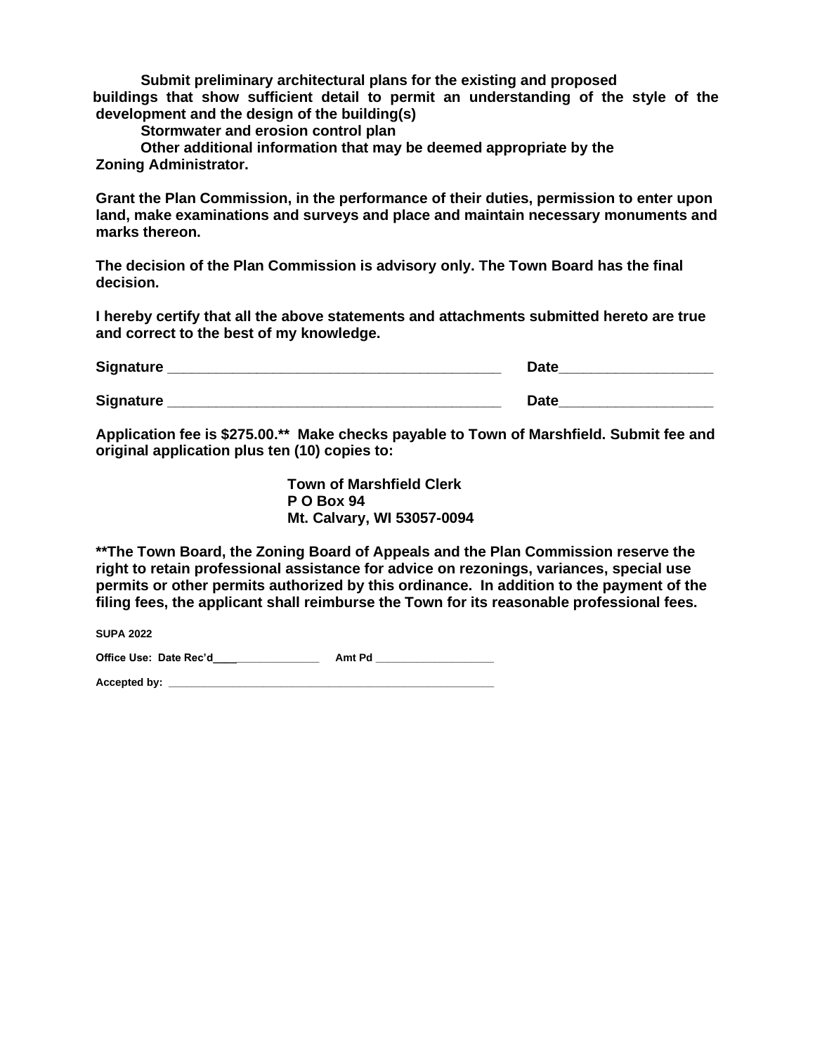**Submit preliminary architectural plans for the existing and proposed buildings that show sufficient detail to permit an understanding of the style of the development and the design of the building(s)**

**Stormwater and erosion control plan**

**Other additional information that may be deemed appropriate by the Zoning Administrator.**

**Grant the Plan Commission, in the performance of their duties, permission to enter upon land, make examinations and surveys and place and maintain necessary monuments and marks thereon.**

**The decision of the Plan Commission is advisory only. The Town Board has the final decision.**

**I hereby certify that all the above statements and attachments submitted hereto are true and correct to the best of my knowledge.**

**Signature** __________________________________________ **Date**__________________

**Signature** __________________________________________ **Date**__________________

**Application fee is $275.00.\*\* Make checks payable to Town of Marshfield. Submit fee and original application plus ten (10) copies to:**

**Town of Marshfield Clerk**
**P O Box 94**
**Mt. Calvary, WI 53057-0094**

**\*\*The Town Board, the Zoning Board of Appeals and the Plan Commission reserve the right to retain professional assistance for advice on rezonings, variances, special use permits or other permits authorized by this ordinance. In addition to the payment of the filing fees, the applicant shall reimburse the Town for its reasonable professional fees.**

**SUPA 2022**

**Office Use: Date Rec'd**__________________ **Amt Pd** ___________________

**Accepted by:** _______________________________________________________